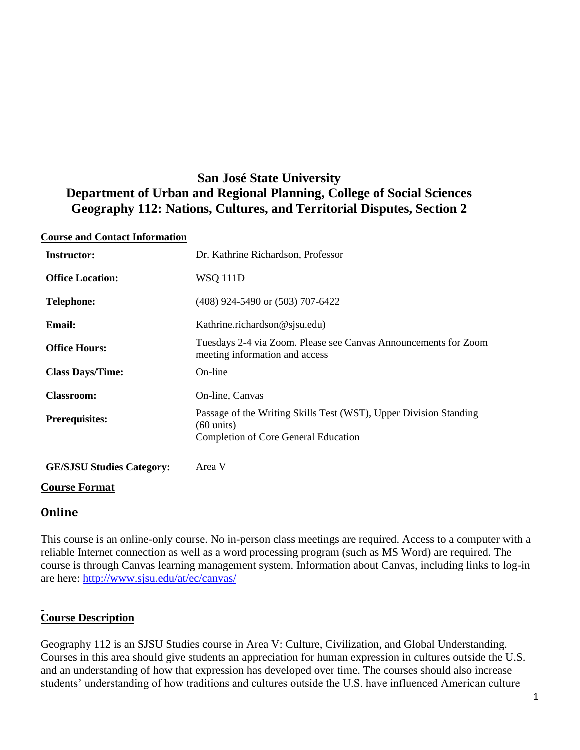# San José State University
# Department of Urban and Regional Planning, College of Social Sciences
# Geography 112: Nations, Cultures, and Territorial Disputes, Section 2

## Course and Contact Information

| | |
|---|---|
| **Instructor:** | Dr. Kathrine Richardson, Professor |
| **Office Location:** | WSQ 111D |
| **Telephone:** | (408) 924-5490 or (503) 707-6422 |
| **Email:** | Kathrine.richardson@sjsu.edu) |
| **Office Hours:** | Tuesdays 2-4 via Zoom. Please see Canvas Announcements for Zoom meeting information and access |
| **Class Days/Time:** | On-line |
| **Classroom:** | On-line, Canvas |
| **Prerequisites:** | Passage of the Writing Skills Test (WST), Upper Division Standing (60 units)<br>Completion of Core General Education |
| **GE/SJSU Studies Category:** | Area V |

## Course Format

### Online

This course is an online-only course. No in-person class meetings are required. Access to a computer with a reliable Internet connection as well as a word processing program (such as MS Word) are required. The course is through Canvas learning management system. Information about Canvas, including links to log-in are here: http://www.sjsu.edu/at/ec/canvas/

## Course Description

Geography 112 is an SJSU Studies course in Area V: Culture, Civilization, and Global Understanding. Courses in this area should give students an appreciation for human expression in cultures outside the U.S. and an understanding of how that expression has developed over time. The courses should also increase students' understanding of how traditions and cultures outside the U.S. have influenced American culture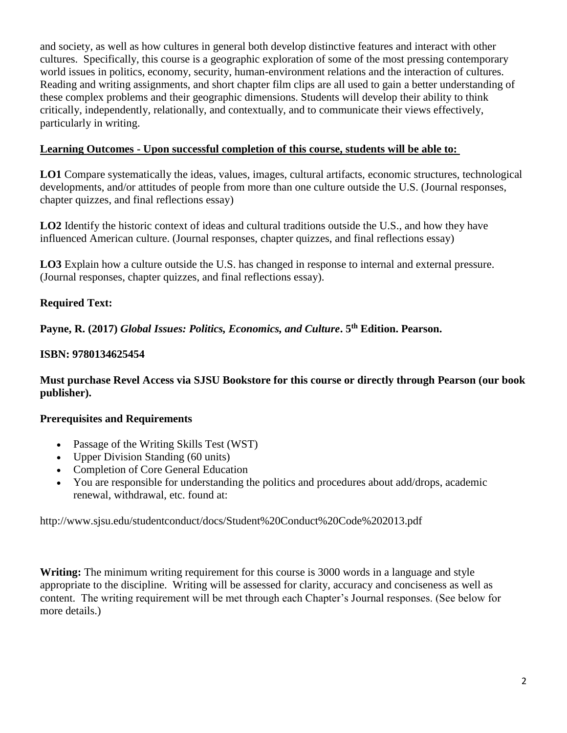and society, as well as how cultures in general both develop distinctive features and interact with other cultures. Specifically, this course is a geographic exploration of some of the most pressing contemporary world issues in politics, economy, security, human-environment relations and the interaction of cultures. Reading and writing assignments, and short chapter film clips are all used to gain a better understanding of these complex problems and their geographic dimensions. Students will develop their ability to think critically, independently, relationally, and contextually, and to communicate their views effectively, particularly in writing.

## Learning Outcomes - Upon successful completion of this course, students will be able to:

**LO1** Compare systematically the ideas, values, images, cultural artifacts, economic structures, technological developments, and/or attitudes of people from more than one culture outside the U.S. (Journal responses, chapter quizzes, and final reflections essay)

**LO2** Identify the historic context of ideas and cultural traditions outside the U.S., and how they have influenced American culture. (Journal responses, chapter quizzes, and final reflections essay)

**LO3** Explain how a culture outside the U.S. has changed in response to internal and external pressure. (Journal responses, chapter quizzes, and final reflections essay).

## Required Text:

**Payne, R. (2017) *Global Issues: Politics, Economics, and Culture*. 5th Edition. Pearson.**

**ISBN: 9780134625454**

**Must purchase Revel Access via SJSU Bookstore for this course or directly through Pearson (our book publisher).**

## Prerequisites and Requirements

- Passage of the Writing Skills Test (WST)
- Upper Division Standing (60 units)
- Completion of Core General Education
- You are responsible for understanding the politics and procedures about add/drops, academic renewal, withdrawal, etc. found at:

http://www.sjsu.edu/studentconduct/docs/Student%20Conduct%20Code%202013.pdf

**Writing:** The minimum writing requirement for this course is 3000 words in a language and style appropriate to the discipline. Writing will be assessed for clarity, accuracy and conciseness as well as content. The writing requirement will be met through each Chapter's Journal responses. (See below for more details.)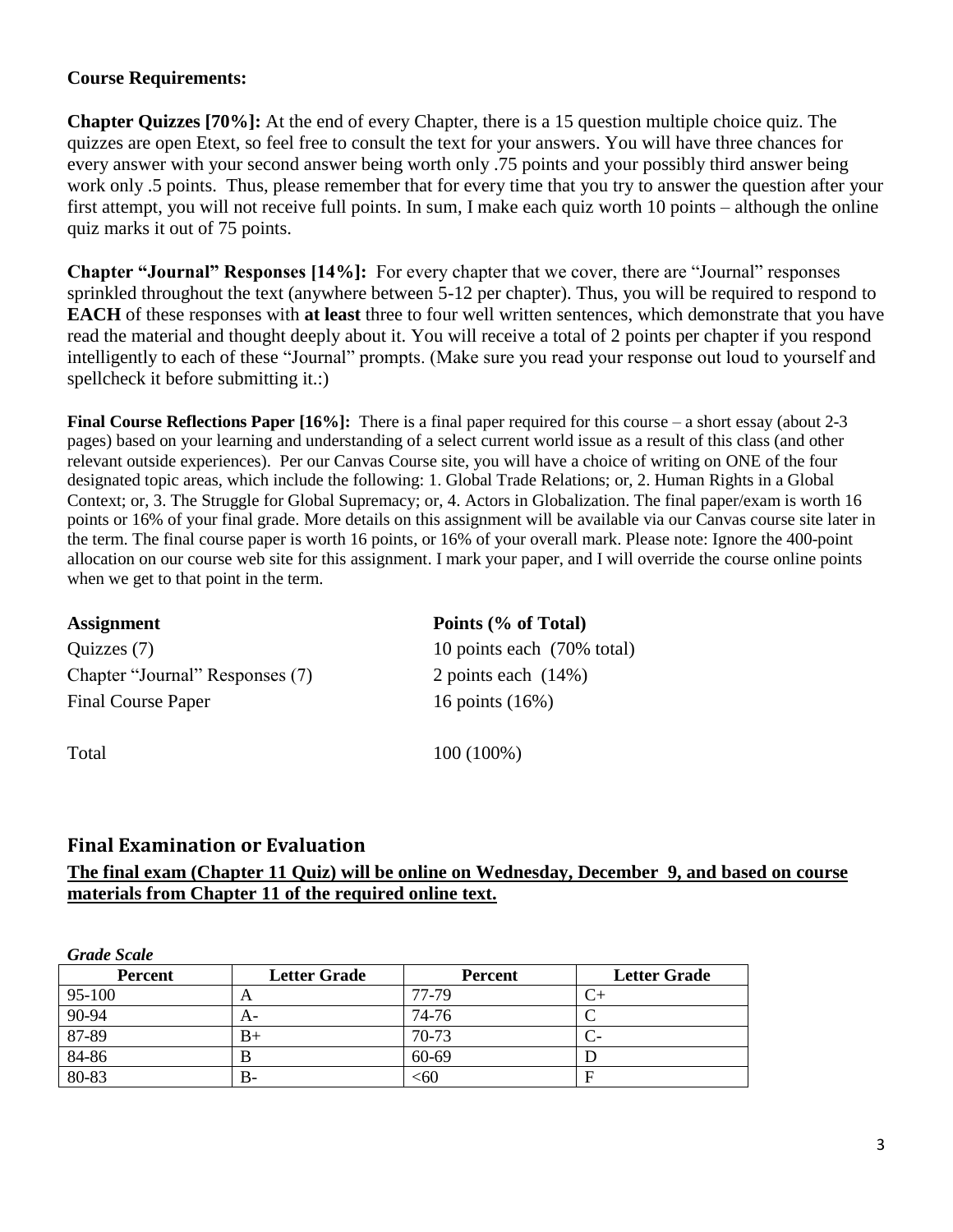**Course Requirements:**

**Chapter Quizzes [70%]:** At the end of every Chapter, there is a 15 question multiple choice quiz. The quizzes are open Etext, so feel free to consult the text for your answers. You will have three chances for every answer with your second answer being worth only .75 points and your possibly third answer being work only .5 points. Thus, please remember that for every time that you try to answer the question after your first attempt, you will not receive full points. In sum, I make each quiz worth 10 points – although the online quiz marks it out of 75 points.

**Chapter "Journal" Responses [14%]:** For every chapter that we cover, there are "Journal" responses sprinkled throughout the text (anywhere between 5-12 per chapter). Thus, you will be required to respond to **EACH** of these responses with **at least** three to four well written sentences, which demonstrate that you have read the material and thought deeply about it. You will receive a total of 2 points per chapter if you respond intelligently to each of these "Journal" prompts. (Make sure you read your response out loud to yourself and spellcheck it before submitting it.:)

**Final Course Reflections Paper [16%]:** There is a final paper required for this course – a short essay (about 2-3 pages) based on your learning and understanding of a select current world issue as a result of this class (and other relevant outside experiences). Per our Canvas Course site, you will have a choice of writing on ONE of the four designated topic areas, which include the following: 1. Global Trade Relations; or, 2. Human Rights in a Global Context; or, 3. The Struggle for Global Supremacy; or, 4. Actors in Globalization. The final paper/exam is worth 16 points or 16% of your final grade. More details on this assignment will be available via our Canvas course site later in the term. The final course paper is worth 16 points, or 16% of your overall mark. Please note: Ignore the 400-point allocation on our course web site for this assignment. I mark your paper, and I will override the course online points when we get to that point in the term.

| **Assignment** | **Points (% of Total)** |
|---|---|
| Quizzes (7) | 10 points each (70% total) |
| Chapter "Journal" Responses (7) | 2 points each (14%) |
| Final Course Paper | 16 points (16%) |
| Total | 100 (100%) |

## Final Examination or Evaluation

**<u>The final exam (Chapter 11 Quiz) will be online on Wednesday, December 9, and based on course materials from Chapter 11 of the required online text.</u>**

***Grade Scale***

| Percent | Letter Grade | Percent | Letter Grade |
|---|---|---|---|
| 95-100 | A | 77-79 | C+ |
| 90-94 | A- | 74-76 | C |
| 87-89 | B+ | 70-73 | C- |
| 84-86 | B | 60-69 | D |
| 80-83 | B- | <60 | F |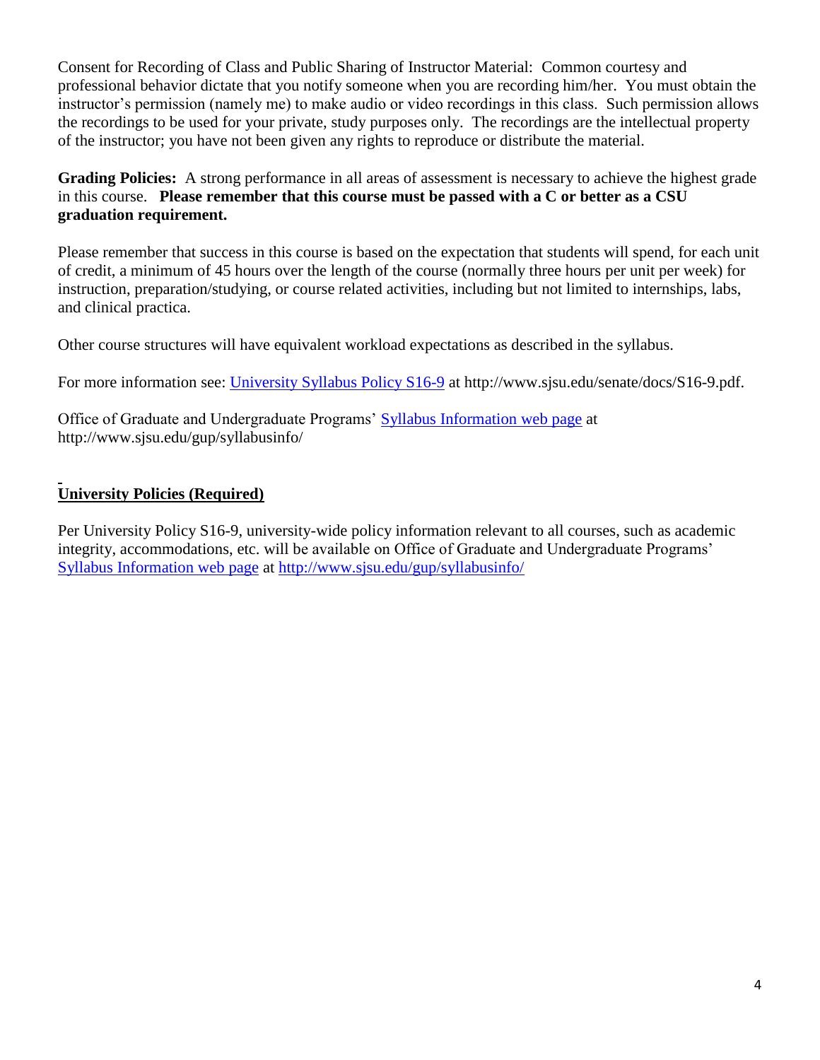Consent for Recording of Class and Public Sharing of Instructor Material: Common courtesy and professional behavior dictate that you notify someone when you are recording him/her. You must obtain the instructor's permission (namely me) to make audio or video recordings in this class. Such permission allows the recordings to be used for your private, study purposes only. The recordings are the intellectual property of the instructor; you have not been given any rights to reproduce or distribute the material.

**Grading Policies:** A strong performance in all areas of assessment is necessary to achieve the highest grade in this course. **Please remember that this course must be passed with a C or better as a CSU graduation requirement.**

Please remember that success in this course is based on the expectation that students will spend, for each unit of credit, a minimum of 45 hours over the length of the course (normally three hours per unit per week) for instruction, preparation/studying, or course related activities, including but not limited to internships, labs, and clinical practica.

Other course structures will have equivalent workload expectations as described in the syllabus.

For more information see: [University Syllabus Policy S16-9](http://www.sjsu.edu/senate/docs/S16-9.pdf) at http://www.sjsu.edu/senate/docs/S16-9.pdf.

Office of Graduate and Undergraduate Programs' [Syllabus Information web page](http://www.sjsu.edu/gup/syllabusinfo/) at http://www.sjsu.edu/gup/syllabusinfo/

## University Policies (Required)

Per University Policy S16-9, university-wide policy information relevant to all courses, such as academic integrity, accommodations, etc. will be available on Office of Graduate and Undergraduate Programs' [Syllabus Information web page](http://www.sjsu.edu/gup/syllabusinfo/) at [http://www.sjsu.edu/gup/syllabusinfo/](http://www.sjsu.edu/gup/syllabusinfo/)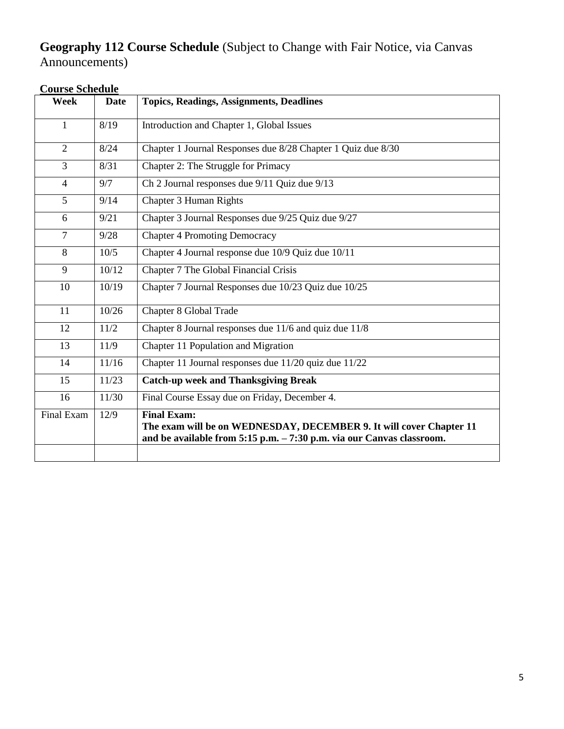## **Geography 112 Course Schedule** (Subject to Change with Fair Notice, via Canvas Announcements)

**Course Schedule**

| Week | Date | Topics, Readings, Assignments, Deadlines |
|---|---|---|
| 1 | 8/19 | Introduction and Chapter 1, Global Issues |
| 2 | 8/24 | Chapter 1 Journal Responses due 8/28 Chapter 1 Quiz due 8/30 |
| 3 | 8/31 | Chapter 2: The Struggle for Primacy |
| 4 | 9/7 | Ch 2 Journal responses due 9/11 Quiz due 9/13 |
| 5 | 9/14 | Chapter 3 Human Rights |
| 6 | 9/21 | Chapter 3 Journal Responses due 9/25 Quiz due 9/27 |
| 7 | 9/28 | Chapter 4 Promoting Democracy |
| 8 | 10/5 | Chapter 4 Journal response due 10/9 Quiz due 10/11 |
| 9 | 10/12 | Chapter 7 The Global Financial Crisis |
| 10 | 10/19 | Chapter 7 Journal Responses due 10/23 Quiz due 10/25 |
| 11 | 10/26 | Chapter 8 Global Trade |
| 12 | 11/2 | Chapter 8 Journal responses due 11/6 and quiz due 11/8 |
| 13 | 11/9 | Chapter 11 Population and Migration |
| 14 | 11/16 | Chapter 11 Journal responses due 11/20 quiz due 11/22 |
| 15 | 11/23 | **Catch-up week and Thanksgiving Break** |
| 16 | 11/30 | Final Course Essay due on Friday, December 4. |
| Final Exam | 12/9 | **Final Exam:** **The exam will be on WEDNESDAY, DECEMBER 9. It will cover Chapter 11 and be available from 5:15 p.m. – 7:30 p.m. via our Canvas classroom.** |
| | | |